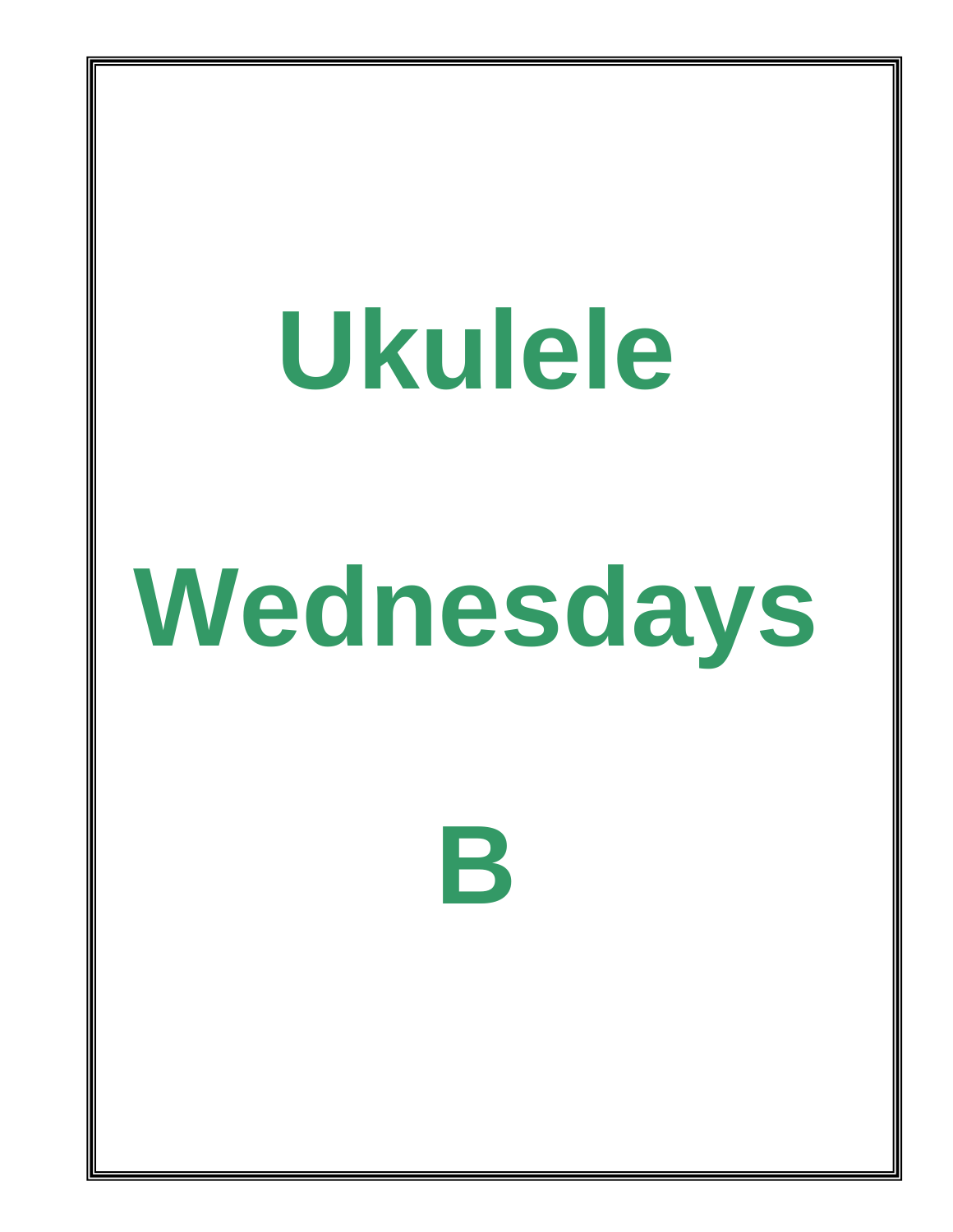# Ukulele

# Wednesdays

# B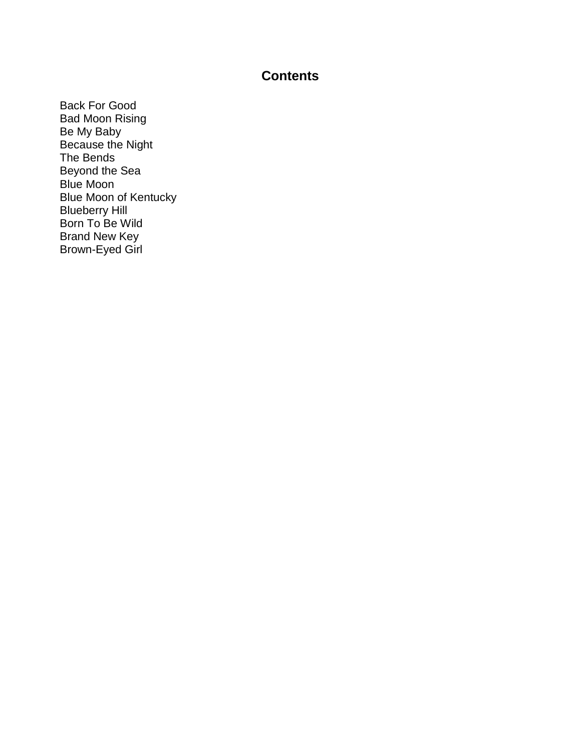# Contents

Back For Good
Bad Moon Rising
Be My Baby
Because the Night
The Bends
Beyond the Sea
Blue Moon
Blue Moon of Kentucky
Blueberry Hill
Born To Be Wild
Brand New Key
Brown-Eyed Girl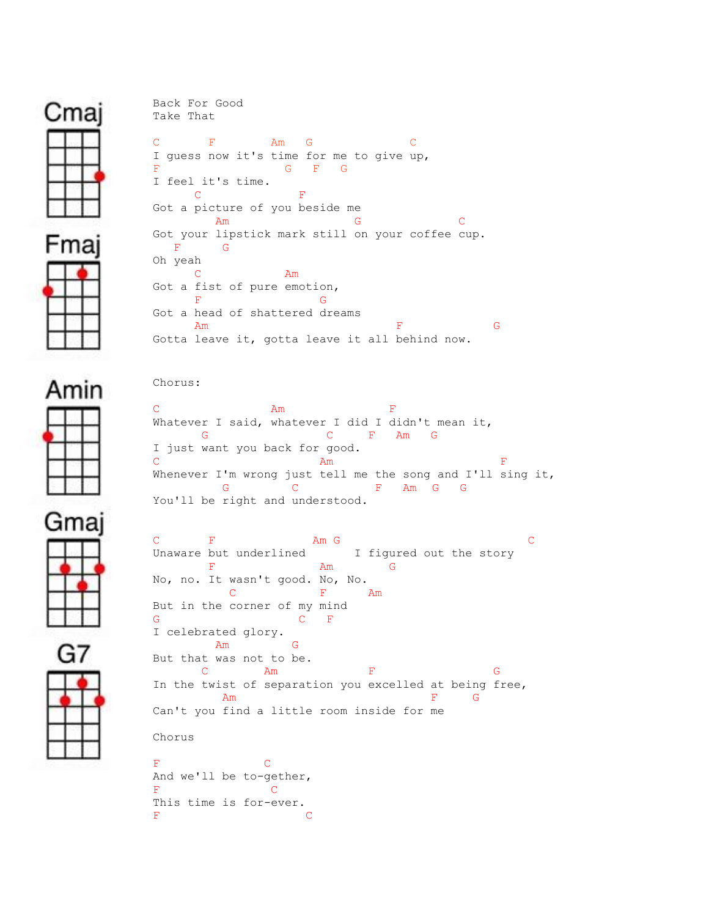Cmaj

Fmaj

Amin

Gmaj

G7

```
Back For Good
Take That

C        F         Am    G               C
I guess now it's time for me to give up,
F                      G    F    G
I feel it's time.
      C               F
Got a picture of you beside me
         Am                   G              C
Got your lipstick mark still on your coffee cup.
   F      G
Oh yeah
      C            Am
Got a fist of pure emotion,
      F                 G
Got a head of shattered dreams
      Am                       F             G
Gotta leave it, gotta leave it all behind now.


Chorus:

C                Am               F
Whatever I said, whatever I did I didn't mean it,
       G                 C     F    Am    G
I just want you back for good.
C                        Am                        F
Whenever I'm wrong just tell me the song and I'll sing it,
          G          C          F    Am   G    G
You'll be right and understood.


C        F              Am G                        C
Unaware but underlined       I figured out the story
        F              Am        G
No, no. It wasn't good. No, No.
           C             F      Am
But in the corner of my mind
G                    C    F
I celebrated glory.
         Am          G
But that was not to be.
       C        Am             F               G
In the twist of separation you excelled at being free,
          Am                            F     G
Can't you find a little room inside for me

Chorus

F               C
And we'll be to-gether,
F                C
This time is for-ever.
F                     C
```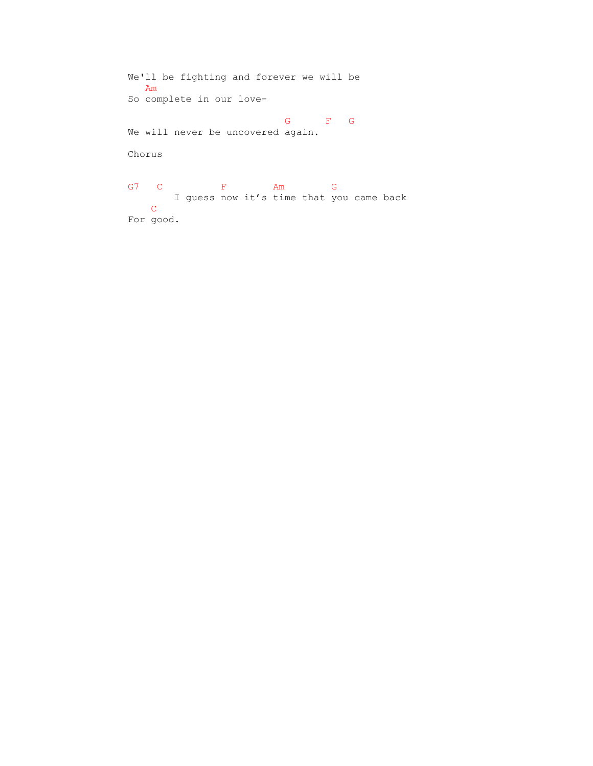```
We'll be fighting and forever we will be
   Am
So complete in our love-

                            G      F   G
We will never be uncovered again.

Chorus


G7   C          F        Am        G
        I guess now it's time that you came back
    C
For good.
```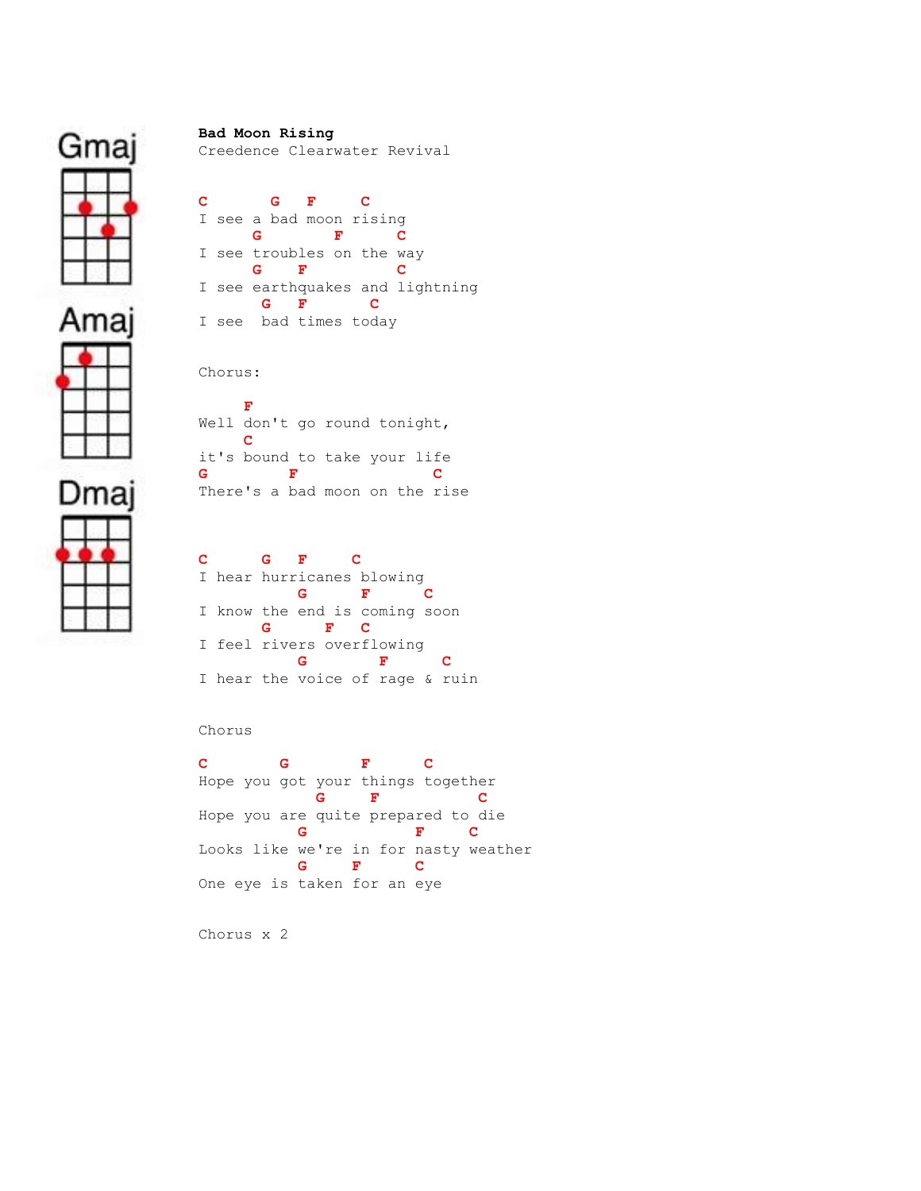**Bad Moon Rising**
Creedence Clearwater Revival

```
C       G   F     C
I see a bad moon rising
      G        F      C
I see troubles on the way
      G    F          C
I see earthquakes and lightning
       G   F       C
I see  bad times today


Chorus:

     F
Well don't go round tonight,
     C
it's bound to take your life
G         F               C
There's a bad moon on the rise



C      G   F     C
I hear hurricanes blowing
           G      F      C
I know the end is coming soon
       G      F   C
I feel rivers overflowing
           G        F      C
I hear the voice of rage & ruin


Chorus

C        G        F      C
Hope you got your things together
             G    F           C
Hope you are quite prepared to die
           G           F     C
Looks like we're in for nasty weather
           G    F      C
One eye is taken for an eye


Chorus x 2
```

Gmaj

Amaj

Dmaj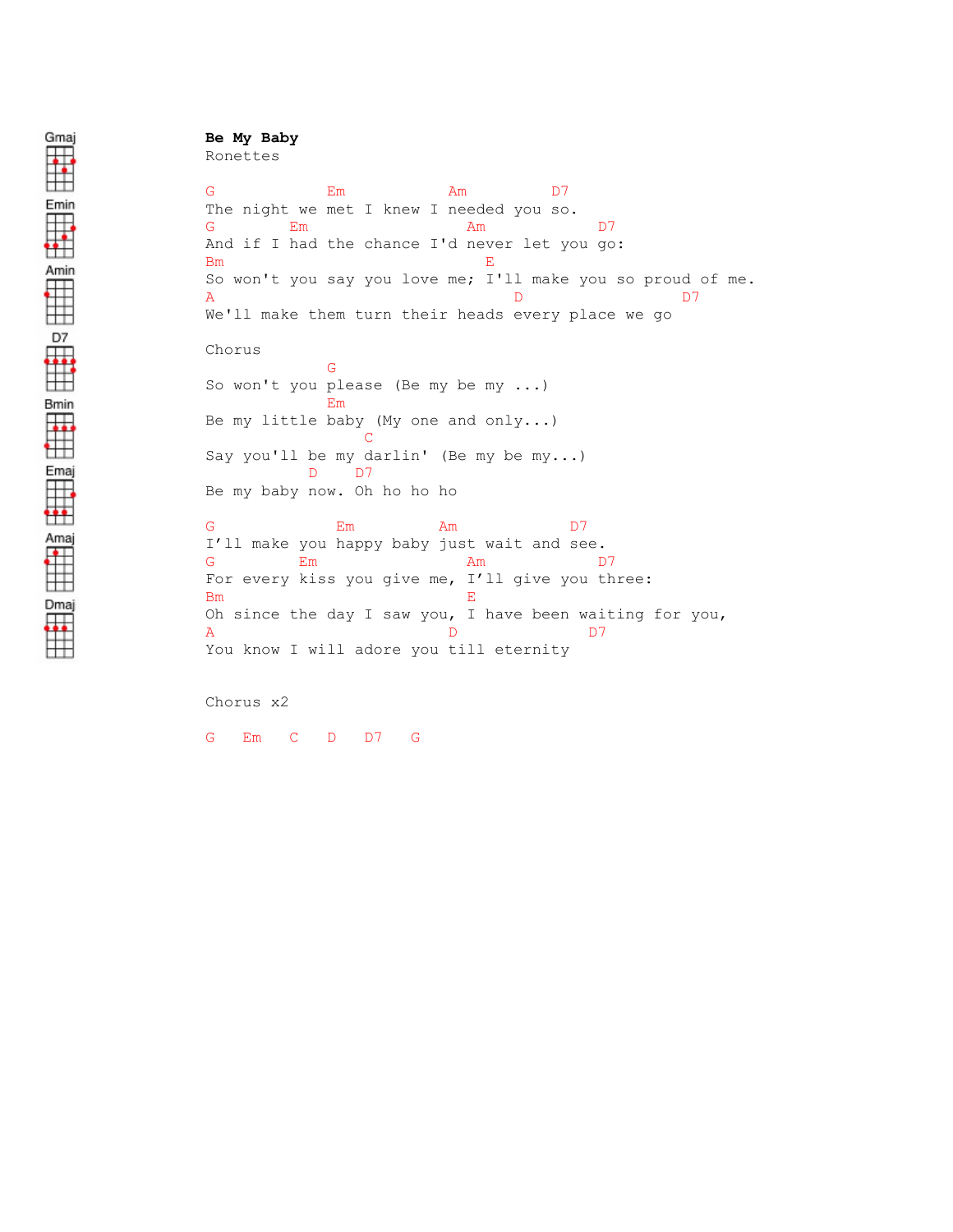**Be My Baby**
Ronettes

```
G            Em           Am          D7
The night we met I knew I needed you so.
G        Em                Am            D7
And if I had the chance I'd never let you go:
Bm                           E
So won't you say you love me; I'll make you so proud of me.
A                                 D                D7
We'll make them turn their heads every place we go

Chorus
               G
So won't you please (Be my be my ...)
               Em
Be my little baby (My one and only...)
                   C
Say you'll be my darlin' (Be my be my...)
           D    D7
Be my baby now. Oh ho ho ho

G              Em         Am             D7
I'll make you happy baby just wait and see.
G         Em                Am             D7
For every kiss you give me, I'll give you three:
Bm                         E
Oh since the day I saw you, I have been waiting for you,
A                        D              D7
You know I will adore you till eternity


Chorus x2

G   Em   C   D   D7   G
```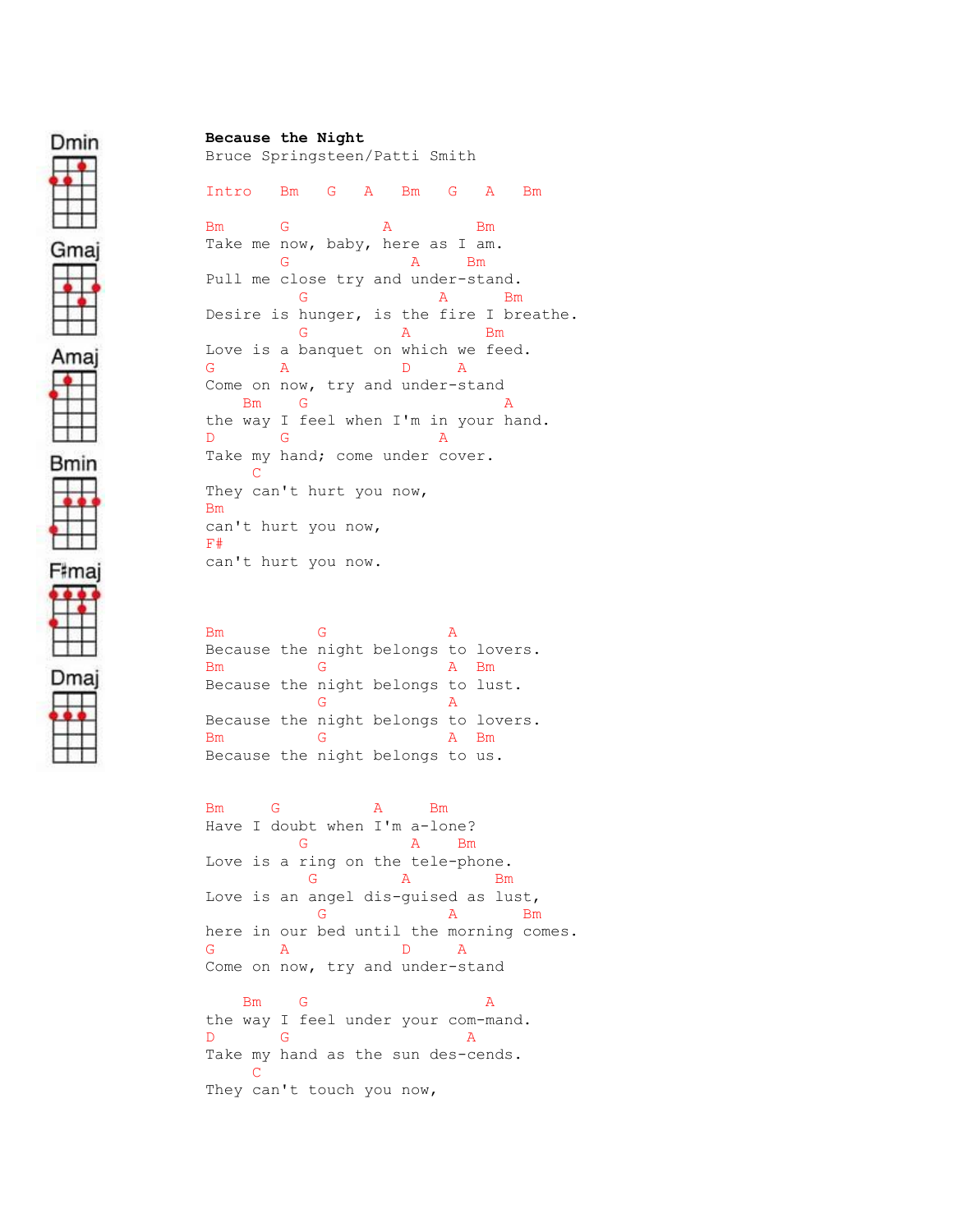**Because the Night**
Bruce Springsteen/Patti Smith

```
Intro   Bm   G   A   Bm   G   A   Bm

Bm       G           A          Bm
Take me now, baby, here as I am.
        G              A     Bm
Pull me close try and under-stand.
          G              A      Bm
Desire is hunger, is the fire I breathe.
          G          A         Bm
Love is a banquet on which we feed.
G       A            D      A
Come on now, try and under-stand
    Bm    G                       A
the way I feel when I'm in your hand.
D       G                 A
Take my hand; come under cover.
     C
They can't hurt you now,
Bm
can't hurt you now,
F#
can't hurt you now.



Bm          G             A
Because the night belongs to lovers.
Bm          G             A  Bm
Because the night belongs to lust.
            G             A
Because the night belongs to lovers.
Bm          G             A  Bm
Because the night belongs to us.


Bm     G          A     Bm
Have I doubt when I'm a-lone?
          G           A    Bm
Love is a ring on the tele-phone.
           G          A          Bm
Love is an angel dis-guised as lust,
            G             A       Bm
here in our bed until the morning comes.
G       A            D      A
Come on now, try and under-stand

    Bm    G                    A
the way I feel under your com-mand.
D       G                  A
Take my hand as the sun des-cends.
     C
They can't touch you now,
```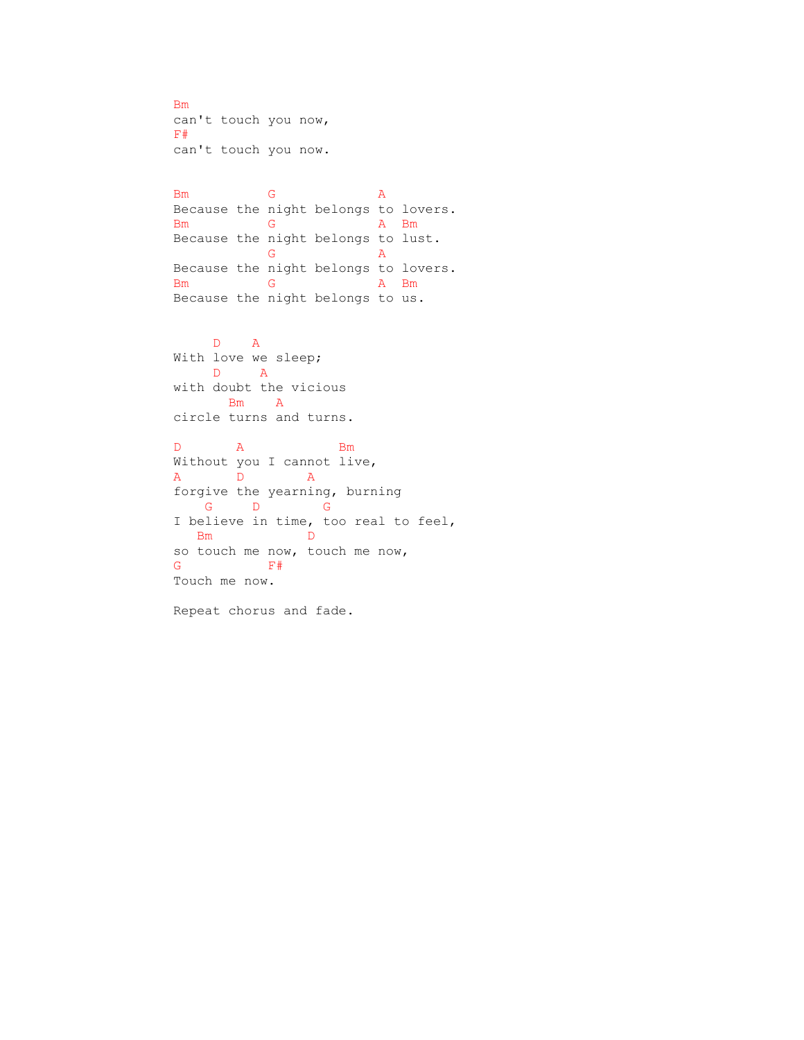```
Bm
can't touch you now,
F#
can't touch you now.


Bm          G             A
Because the night belongs to lovers.
Bm          G             A   Bm
Because the night belongs to lust.
            G             A
Because the night belongs to lovers.
Bm          G             A   Bm
Because the night belongs to us.


     D    A
With love we sleep;
     D     A
with doubt the vicious
       Bm    A
circle turns and turns.

D       A            Bm
Without you I cannot live,
A       D        A
forgive the yearning, burning
    G     D        G
I believe in time, too real to feel,
   Bm            D
so touch me now, touch me now,
G           F#
Touch me now.

Repeat chorus and fade.
```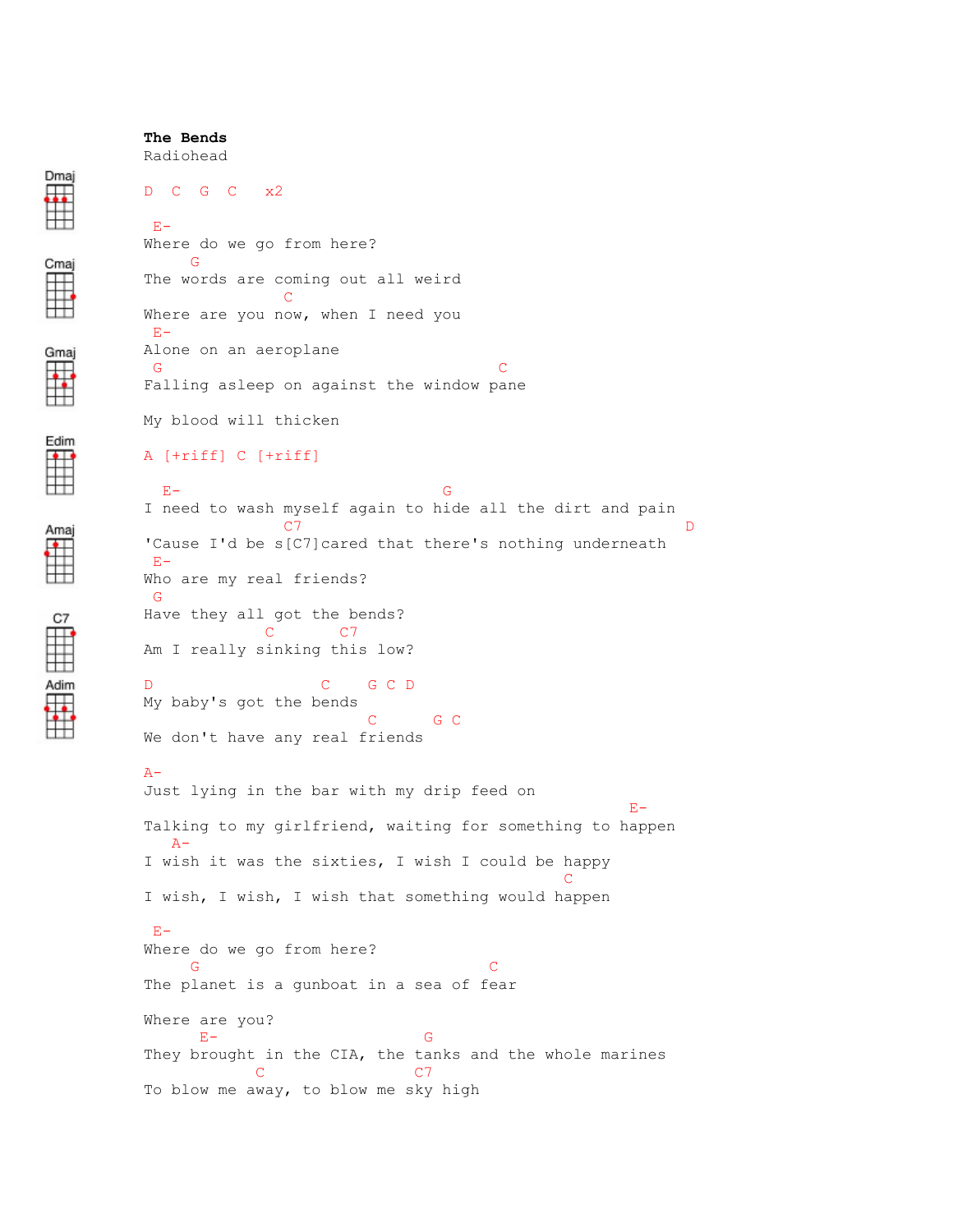**The Bends**
Radiohead

Dmaj
Cmaj
Gmaj
Edim
Amaj
C7
Adim

```
D  C  G  C   x2

 E-
Where do we go from here?
     G
The words are coming out all weird
               C
Where are you now, when I need you
 E-
Alone on an aeroplane
 G                               C
Falling asleep on against the window pane

My blood will thicken

A [+riff] C [+riff]

  E-                          G
I need to wash myself again to hide all the dirt and pain
               C7                                      D
'Cause I'd be s[C7]cared that there's nothing underneath
 E-
Who are my real friends?
 G
Have they all got the bends?
             C       C7
Am I really sinking this low?

D                  C    G C D
My baby's got the bends
                        C      G C
We don't have any real friends

A-
Just lying in the bar with my drip feed on
                                                  E-
Talking to my girlfriend, waiting for something to happen
   A-
I wish it was the sixties, I wish I could be happy
                                             C
I wish, I wish, I wish that something would happen

 E-
Where do we go from here?
     G                              C
The planet is a gunboat in a sea of fear

Where are you?
      E-                     G
They brought in the CIA, the tanks and the whole marines
            C                C7
To blow me away, to blow me sky high
```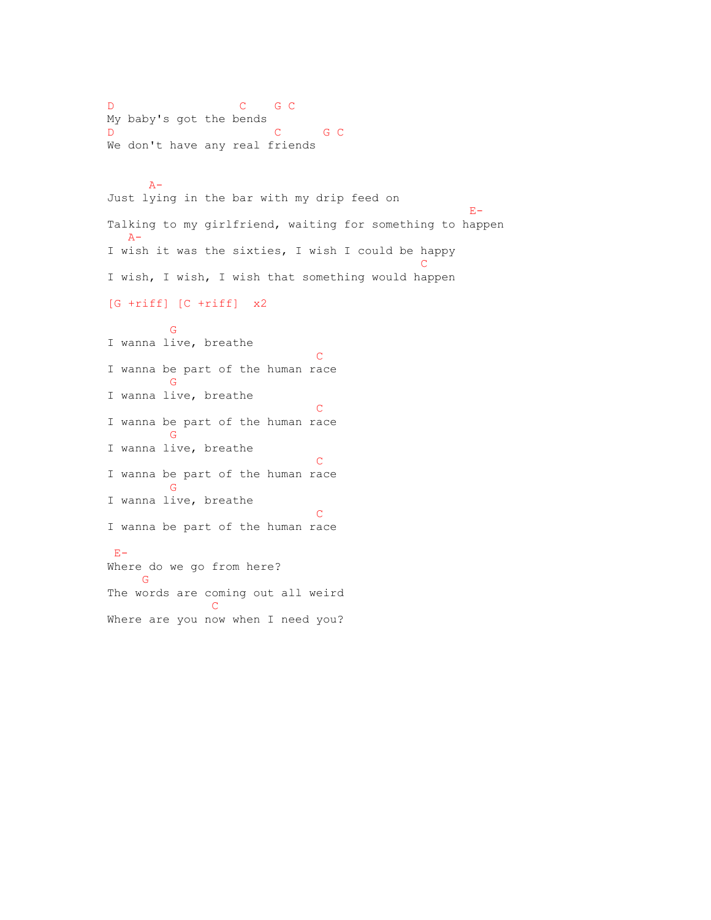```
D                  C    G C
My baby's got the bends
D                       C      G C
We don't have any real friends


      A-
Just lying in the bar with my drip feed on
                                                    E-
Talking to my girlfriend, waiting for something to happen
   A-
I wish it was the sixties, I wish I could be happy
                                             C
I wish, I wish, I wish that something would happen

[G +riff] [C +riff]  x2

         G
I wanna live, breathe
                              C
I wanna be part of the human race
         G
I wanna live, breathe
                              C
I wanna be part of the human race
         G
I wanna live, breathe
                              C
I wanna be part of the human race
         G
I wanna live, breathe
                              C
I wanna be part of the human race

 E-
Where do we go from here?
     G
The words are coming out all weird
               C
Where are you now when I need you?
```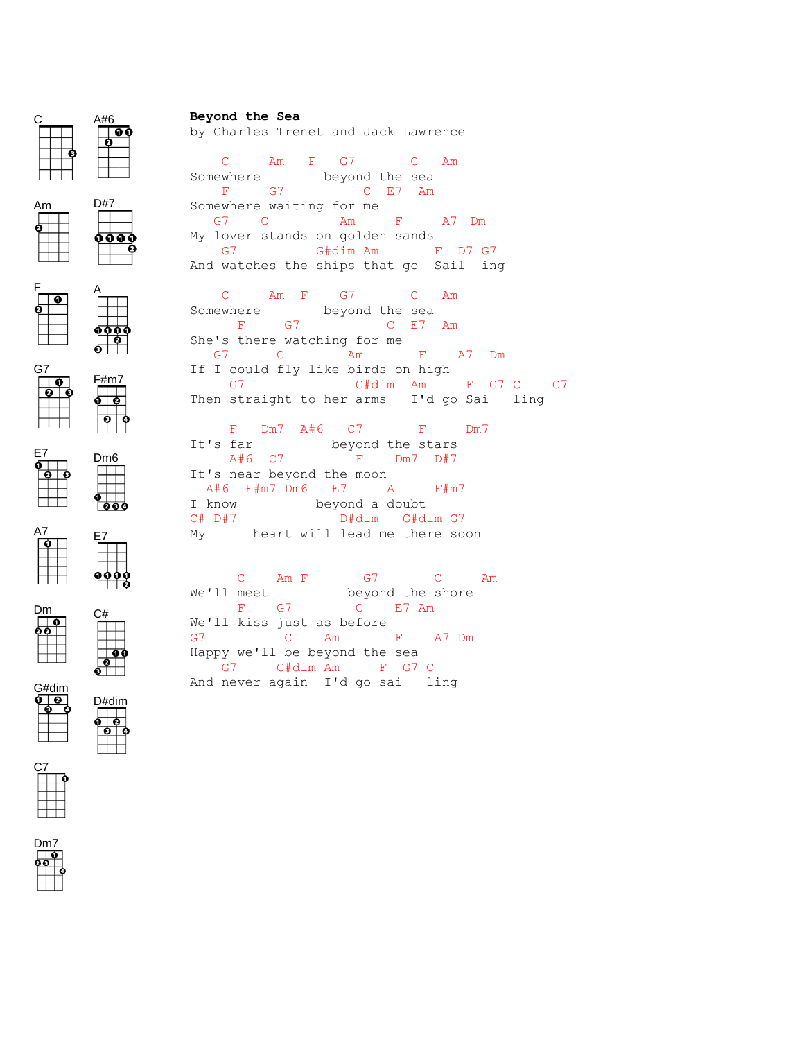**Beyond the Sea**

by Charles Trenet and Jack Lawrence

```
    C      Am    F    G7        C    Am
Somewhere         beyond the sea
    F      G7           C  E7  Am
Somewhere waiting for me
   G7    C          Am      F      A7  Dm
My lover stands on golden sands
    G7          G#dim Am        F  D7 G7
And watches the ships that go  Sail  ing

    C      Am  F     G7         C    Am
Somewhere         beyond the sea
       F     G7            C  E7   Am
She's there watching for me
   G7      C          Am       F     A7   Dm
If I could fly like birds on high
     G7               G#dim  Am      F  G7 C     C7
Then straight to her arms   I'd go Sai    ling

     F   Dm7  A#6   C7         F      Dm7
It's far           beyond the stars
     A#6  C7          F    Dm7  D#7
It's near beyond the moon
  A#6  F#m7 Dm6   E7      A      F#m7
I know           beyond a doubt
C# D#7              D#dim   G#dim G7
My      heart will lead me there soon


      C    Am F       G7        C      Am
We'll meet          beyond the shore
      F    G7        C     E7 Am
We'll kiss just as before
G7          C    Am       F    A7 Dm
Happy we'll be beyond the sea
    G7     G#dim Am      F  G7 C
And never again  I'd go sai   ling
```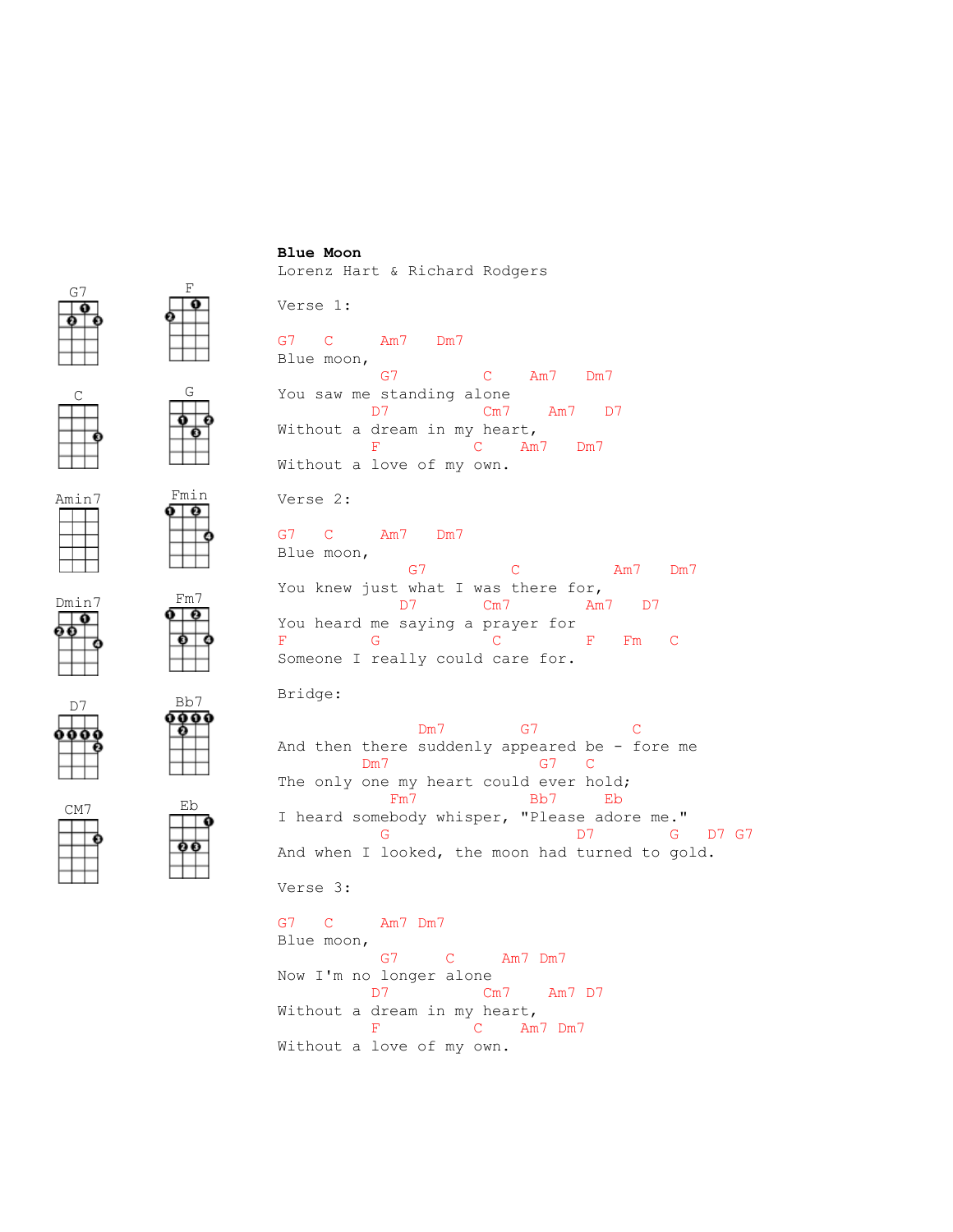**Blue Moon**
Lorenz Hart & Richard Rodgers

Verse 1:

```
G7   C      Am7    Dm7
Blue moon,
                G7          C     Am7    Dm7
You saw me standing alone
              D7            Cm7     Am7    D7
Without a dream in my heart,
              F           C     Am7    Dm7
Without a love of my own.
```

Verse 2:

```
G7   C      Am7    Dm7
Blue moon,
                    G7          C            Am7    Dm7
You knew just what I was there for,
                  D7      Cm7          Am7    D7
You heard me saying a prayer for
F          G           C          F    Fm    C
Someone I really could care for.
```

Bridge:

```
                     Dm7         G7            C
And then there suddenly appeared be - fore me
            Dm7                        G7    C
The only one my heart could ever hold;
                Fm7              Bb7      Eb
I heard somebody whisper, "Please adore me."
               G                     D7          G    D7  G7
And when I looked, the moon had turned to gold.
```

Verse 3:

```
G7   C      Am7  Dm7
Blue moon,
               G7      C      Am7  Dm7
Now I'm no longer alone
              D7            Cm7     Am7  D7
Without a dream in my heart,
              F           C     Am7  Dm7
Without a love of my own.
```

Chord diagrams: G7, F, C, G, Amin7, Fmin, Dmin7, Fm7, D7, Bb7, CM7, Eb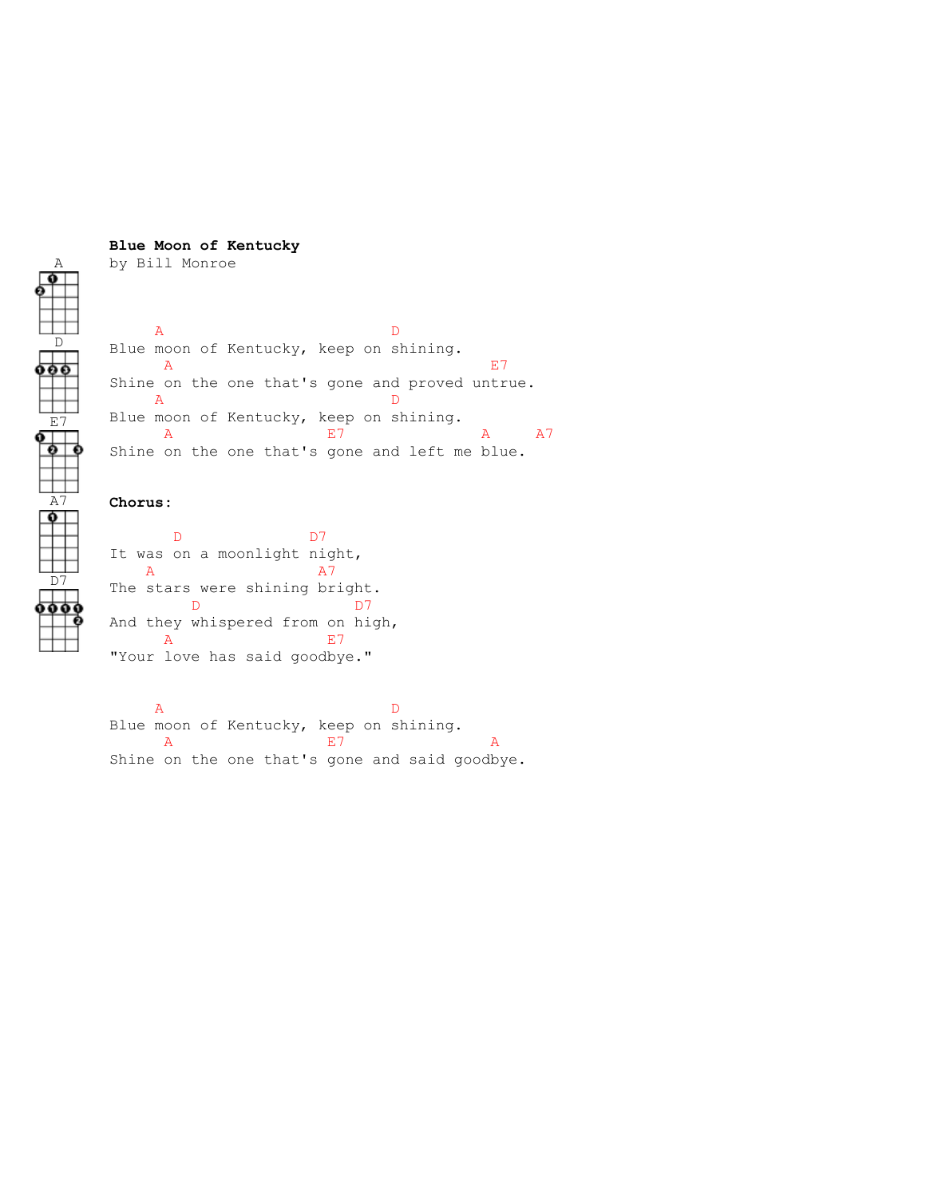**Blue Moon of Kentucky**
by Bill Monroe

```
     A                          D
Blue moon of Kentucky, keep on shining.
      A                                  E7
Shine on the one that's gone and proved untrue.
     A                          D
Blue moon of Kentucky, keep on shining.
      A                  E7                A     A7
Shine on the one that's gone and left me blue.
```

**Chorus:**

```
       D              D7
It was on a moonlight night,
    A                  A7
The stars were shining bright.
         D                 D7
And they whispered from on high,
      A                  E7
"Your love has said goodbye."
```

```
     A                          D
Blue moon of Kentucky, keep on shining.
      A                  E7                 A
Shine on the one that's gone and said goodbye.
```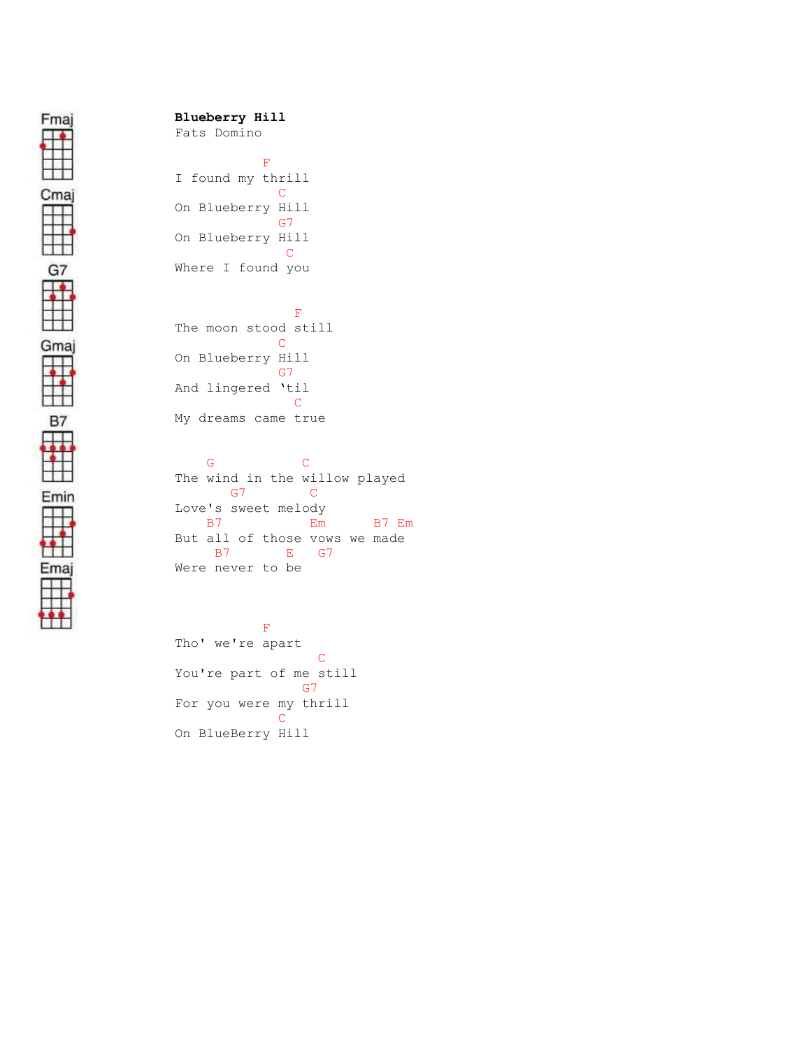Fmaj

Cmaj

G7

Gmaj

B7

Emin

Emaj

**Blueberry Hill**
Fats Domino

```
             F
I found my thrill
               C
On Blueberry Hill
               G7
On Blueberry Hill
                C
Where I found you


                 F
The moon stood still
               C
On Blueberry Hill
               G7
And lingered 'til
                 C
My dreams came true


    G           C
The wind in the willow played
       G7         C
Love's sweet melody
    B7            Em      B7 Em
But all of those vows we made
     B7       E   G7
Were never to be



             F
Tho' we're apart
                    C
You're part of me still
                  G7
For you were my thrill
               C
On BlueBerry Hill
```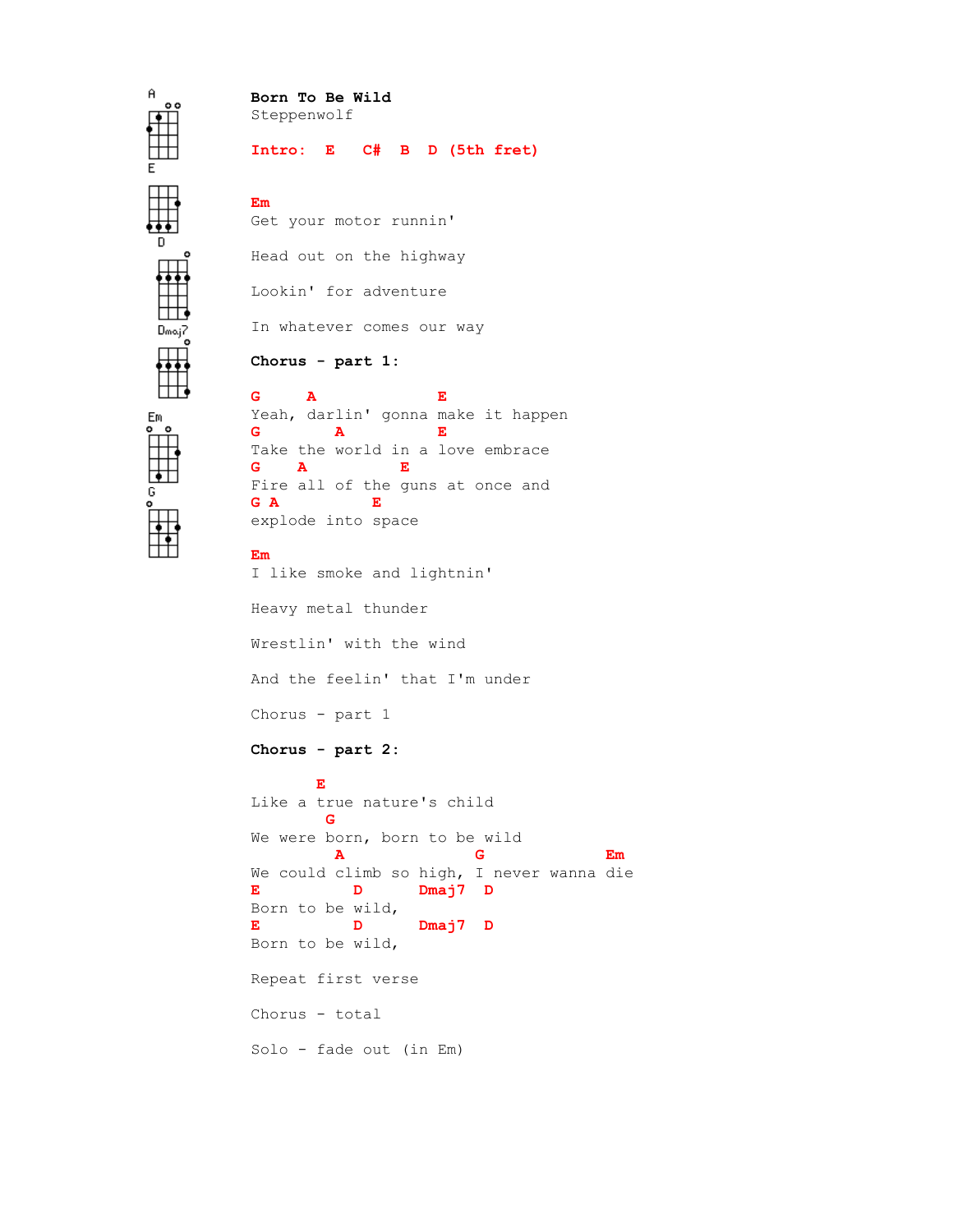**Born To Be Wild**
Steppenwolf

**Intro: E C# B D (5th fret)**

```
Em
Get your motor runnin'

Head out on the highway

Lookin' for adventure

In whatever comes our way
```

**Chorus - part 1:**

```
G     A          E
Yeah, darlin' gonna make it happen
G        A          E
Take the world in a love embrace
G    A          E
Fire all of the guns at once and
G A          E
explode into space
```

```
Em
I like smoke and lightnin'

Heavy metal thunder

Wrestlin' with the wind

And the feelin' that I'm under
```

Chorus - part 1

**Chorus - part 2:**

```
       E
Like a true nature's child
        G
We were born, born to be wild
         A              G              Em
We could climb so high, I never wanna die
E          D      Dmaj7  D
Born to be wild,
E          D      Dmaj7  D
Born to be wild,
```

Repeat first verse

Chorus - total

Solo - fade out (in Em)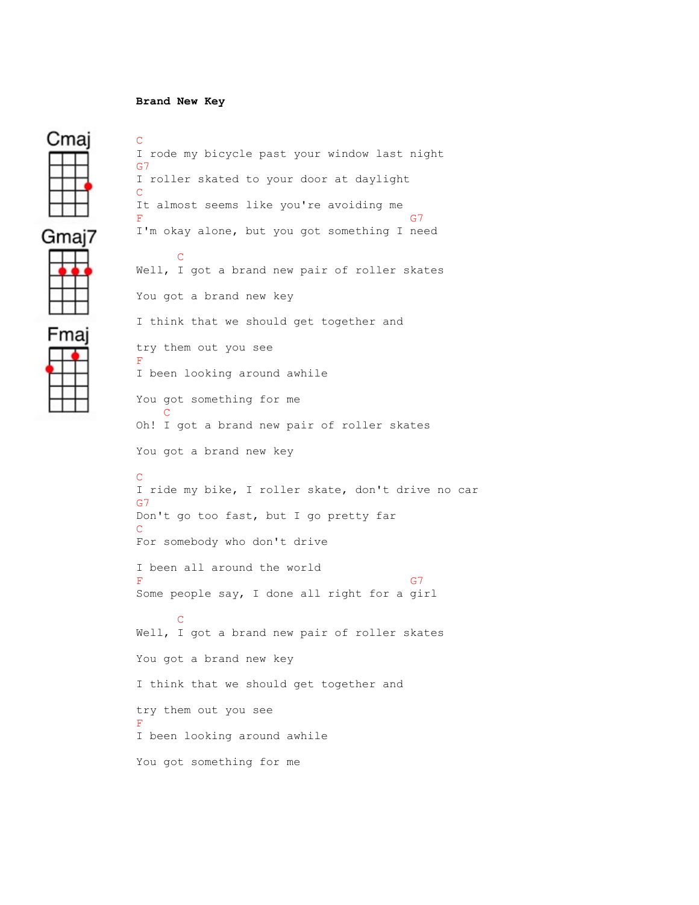**Brand New Key**

Cmaj

Gmaj7

Fmaj

```
C
I rode my bicycle past your window last night
G7
I roller skated to your door at daylight
C
It almost seems like you're avoiding me
F                                       G7
I'm okay alone, but you got something I need

      C
Well, I got a brand new pair of roller skates

You got a brand new key

I think that we should get together and

try them out you see
F
I been looking around awhile

You got something for me
    C
Oh! I got a brand new pair of roller skates

You got a brand new key

C
I ride my bike, I roller skate, don't drive no car
G7
Don't go too fast, but I go pretty far
C
For somebody who don't drive

I been all around the world
F                                       G7
Some people say, I done all right for a girl

      C
Well, I got a brand new pair of roller skates

You got a brand new key

I think that we should get together and

try them out you see
F
I been looking around awhile

You got something for me
```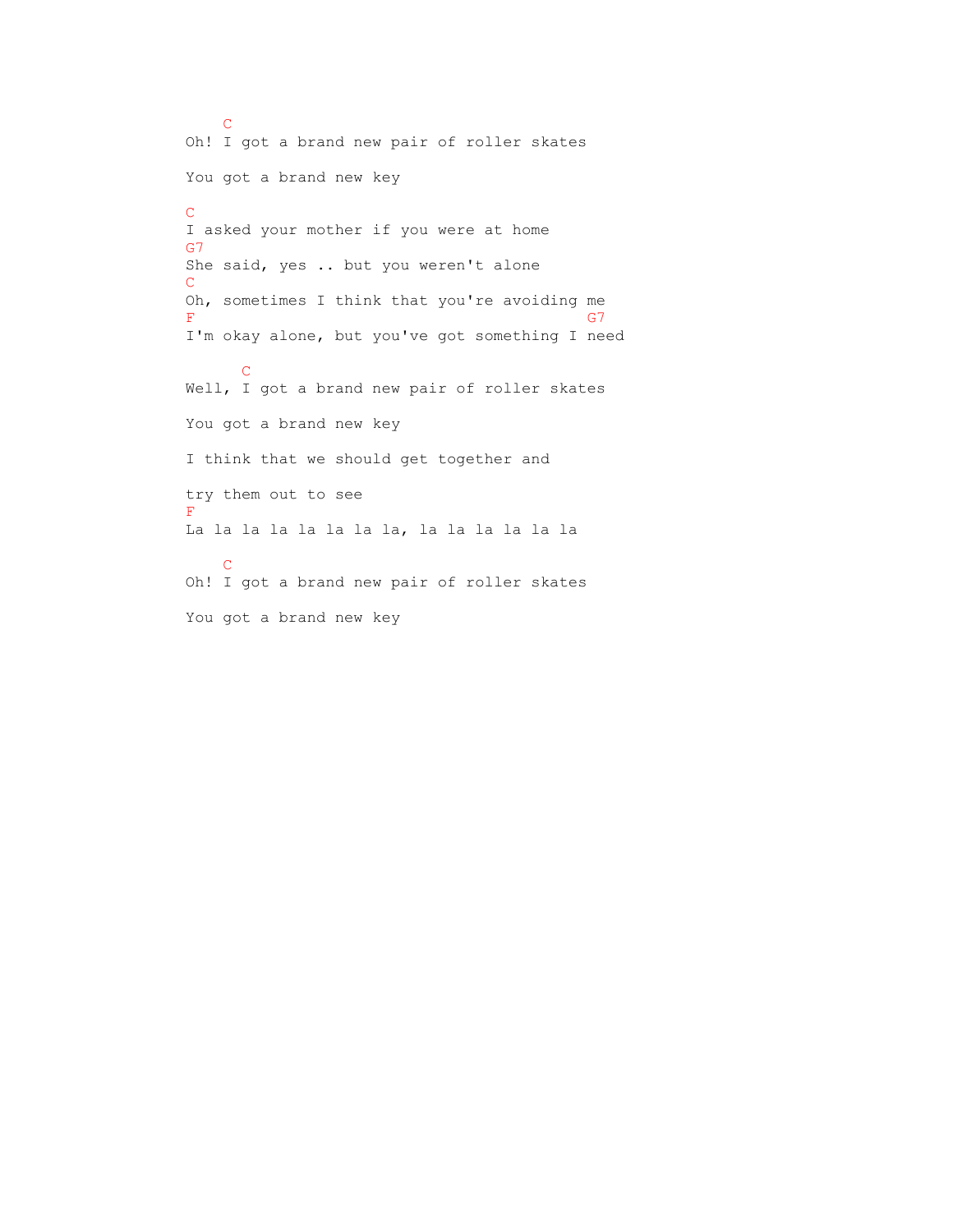```
    C
Oh! I got a brand new pair of roller skates

You got a brand new key

C
I asked your mother if you were at home
G7
She said, yes .. but you weren't alone
C
Oh, sometimes I think that you're avoiding me
F                                          G7
I'm okay alone, but you've got something I need

      C
Well, I got a brand new pair of roller skates

You got a brand new key

I think that we should get together and

try them out to see
F
La la la la la la la la, la la la la la la

    C
Oh! I got a brand new pair of roller skates

You got a brand new key
```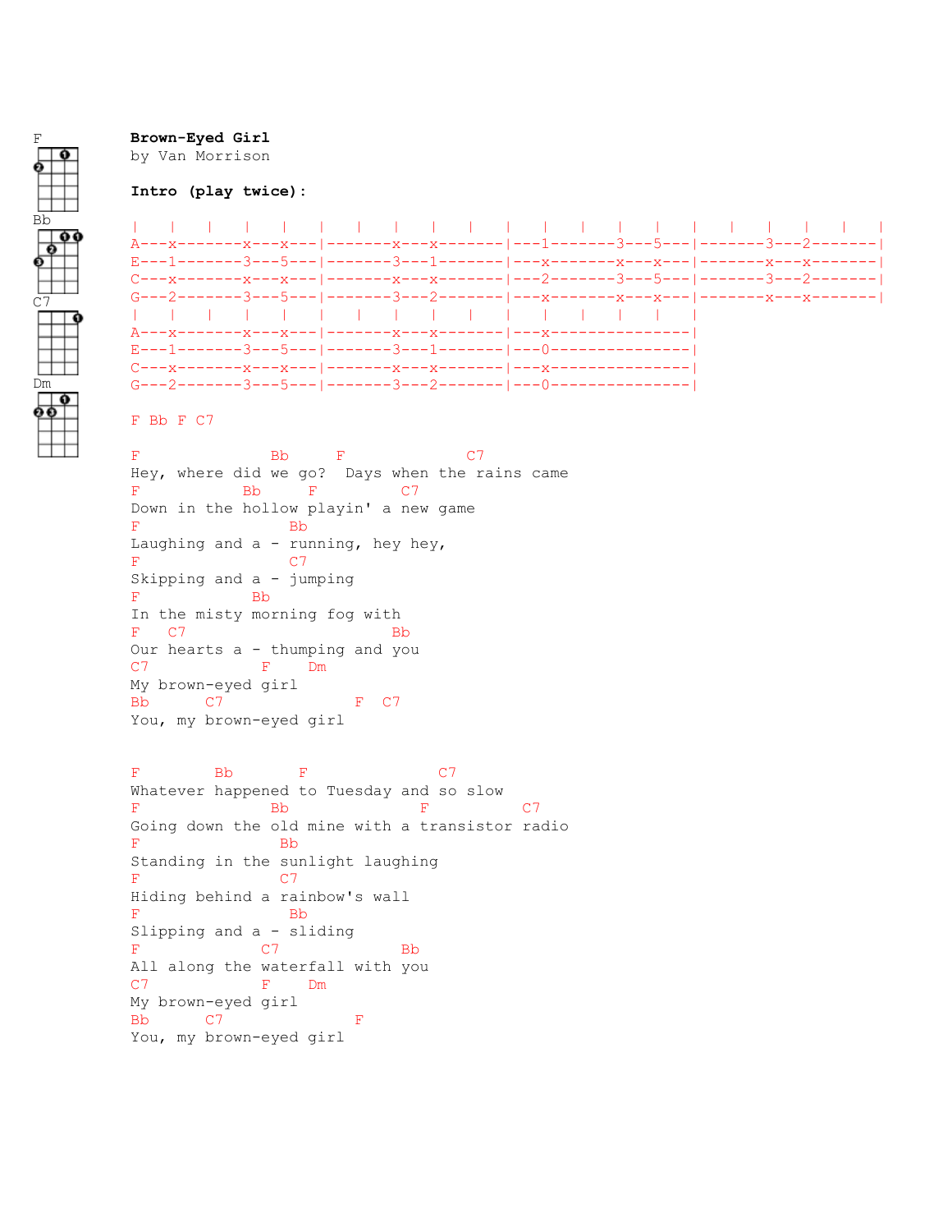F
Bb
C7
Dm

**Brown-Eyed Girl**
by Van Morrison

**Intro (play twice):**

```
|   |   |   |   |   |   |   |   |   |   |   |   |   |   |   |   |   |   |   |   |
A---x-------x---x---|-------x---x-------|---1-------3---5---|-------3---2-------|
E---1-------3---5---|-------3---1-------|---x-------x---x---|-------x---x-------|
C---x-------x---x---|-------x---x-------|---2-------3---5---|-------3---2-------|
G---2-------3---5---|-------3---2-------|---x-------x---x---|-------x---x-------|
|   |   |   |   |   |   |   |   |   |   |   |   |   |   |   |
A---x-------x---x---|-------x---x-------|---x---------------|
E---1-------3---5---|-------3---1-------|---0---------------|
C---x-------x---x---|-------x---x-------|---x---------------|
G---2-------3---5---|-------3---2-------|---0---------------|
```

```
F Bb F C7

F               Bb     F             C7
Hey, where did we go?  Days when the rains came
F           Bb     F         C7
Down in the hollow playin' a new game
F                 Bb
Laughing and a - running, hey hey,
F                 C7
Skipping and a - jumping
F             Bb
In the misty morning fog with
F   C7                       Bb
Our hearts a - thumping and you
C7             F    Dm
My brown-eyed girl
Bb      C7              F   C7
You, my brown-eyed girl


F        Bb       F               C7
Whatever happened to Tuesday and so slow
F               Bb              F           C7
Going down the old mine with a transistor radio
F                Bb
Standing in the sunlight laughing
F               C7
Hiding behind a rainbow's wall
F                 Bb
Slipping and a - sliding
F              C7              Bb
All along the waterfall with you
C7             F    Dm
My brown-eyed girl
Bb      C7              F
You, my brown-eyed girl
```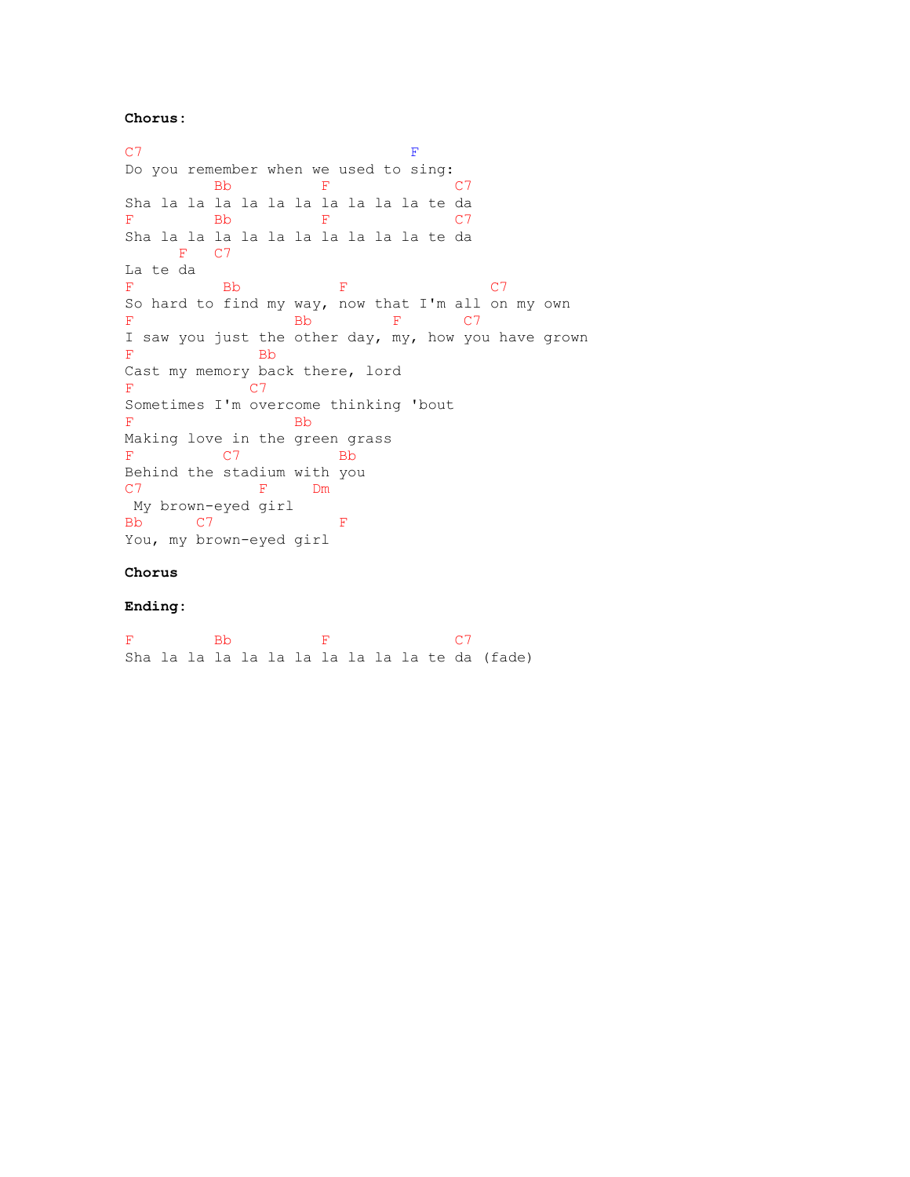**Chorus:**

```
C7                               F
Do you remember when we used to sing:
          Bb          F              C7
Sha la la la la la la la la la la te da
F         Bb          F              C7
Sha la la la la la la la la la la te da
      F   C7
La te da
F          Bb          F                C7
So hard to find my way, now that I'm all on my own
F                Bb          F      C7
I saw you just the other day, my, how you have grown
F              Bb
Cast my memory back there, lord
F             C7
Sometimes I'm overcome thinking 'bout
F                Bb
Making love in the green grass
F          C7           Bb
Behind the stadium with you
C7              F     Dm
 My brown-eyed girl
Bb      C7              F
You, my brown-eyed girl
```

**Chorus**

**Ending:**

```
F         Bb          F              C7
Sha la la la la la la la la la la te da (fade)
```